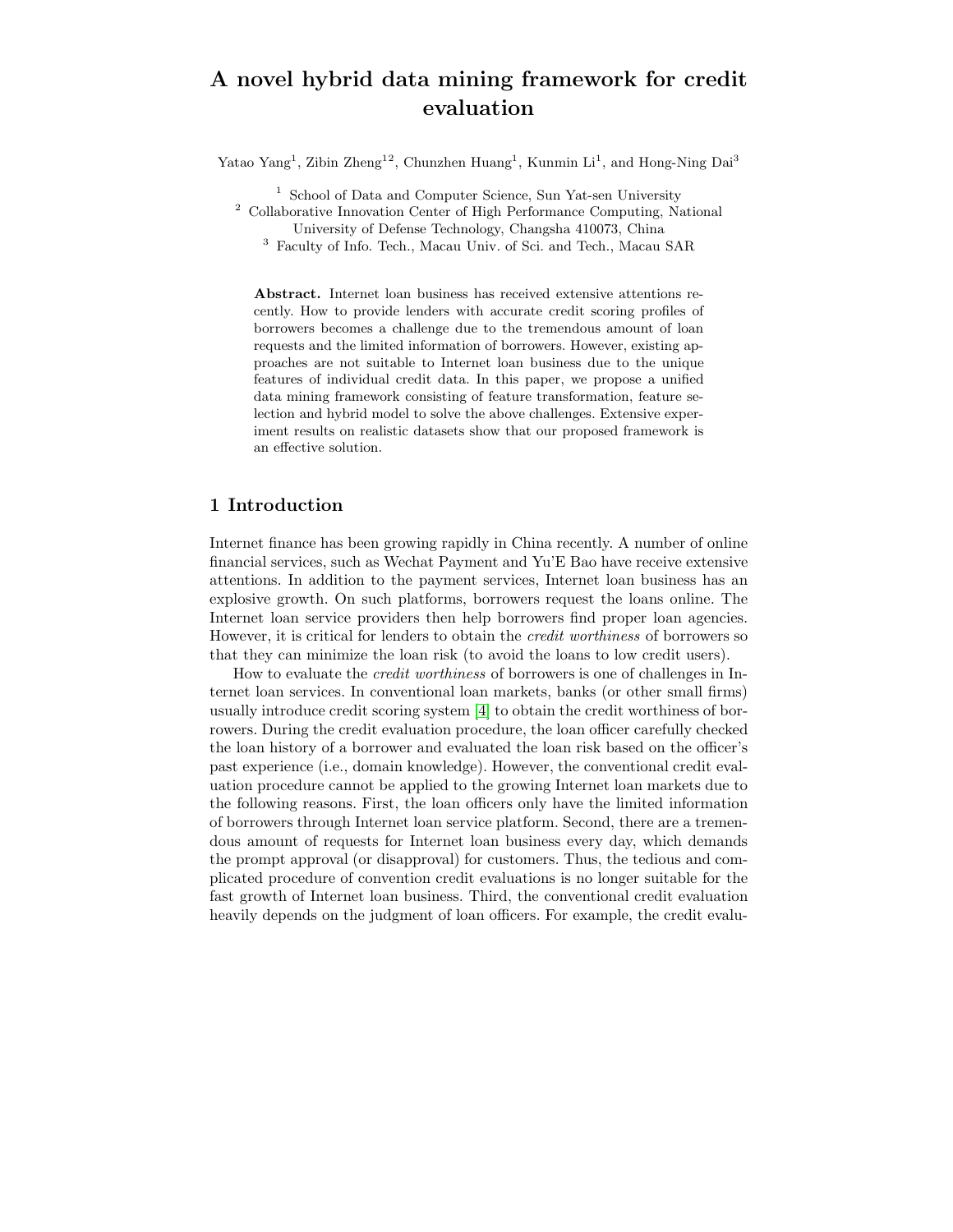# A novel hybrid data mining framework for credit evaluation

Yatao Yang[1], Zibin Zheng[12], Chunzhen Huang[1], Kunmin Li[1], and Hong-Ning Dai[3]

[1] School of Data and Computer Science, Sun Yat-sen University
[2] Collaborative Innovation Center of High Performance Computing, National University of Defense Technology, Changsha 410073, China
[3] Faculty of Info. Tech., Macau Univ. of Sci. and Tech., Macau SAR

**Abstract.** Internet loan business has received extensive attentions recently. How to provide lenders with accurate credit scoring profiles of borrowers becomes a challenge due to the tremendous amount of loan requests and the limited information of borrowers. However, existing approaches are not suitable to Internet loan business due to the unique features of individual credit data. In this paper, we propose a unified data mining framework consisting of feature transformation, feature selection and hybrid model to solve the above challenges. Extensive experiment results on realistic datasets show that our proposed framework is an effective solution.

## 1 Introduction

Internet finance has been growing rapidly in China recently. A number of online financial services, such as Wechat Payment and Yu'E Bao have receive extensive attentions. In addition to the payment services, Internet loan business has an explosive growth. On such platforms, borrowers request the loans online. The Internet loan service providers then help borrowers find proper loan agencies. However, it is critical for lenders to obtain the *credit worthiness* of borrowers so that they can minimize the loan risk (to avoid the loans to low credit users).

How to evaluate the *credit worthiness* of borrowers is one of challenges in Internet loan services. In conventional loan markets, banks (or other small firms) usually introduce credit scoring system [4] to obtain the credit worthiness of borrowers. During the credit evaluation procedure, the loan officer carefully checked the loan history of a borrower and evaluated the loan risk based on the officer's past experience (i.e., domain knowledge). However, the conventional credit evaluation procedure cannot be applied to the growing Internet loan markets due to the following reasons. First, the loan officers only have the limited information of borrowers through Internet loan service platform. Second, there are a tremendous amount of requests for Internet loan business every day, which demands the prompt approval (or disapproval) for customers. Thus, the tedious and complicated procedure of convention credit evaluations is no longer suitable for the fast growth of Internet loan business. Third, the conventional credit evaluation heavily depends on the judgment of loan officers. For example, the credit evalu-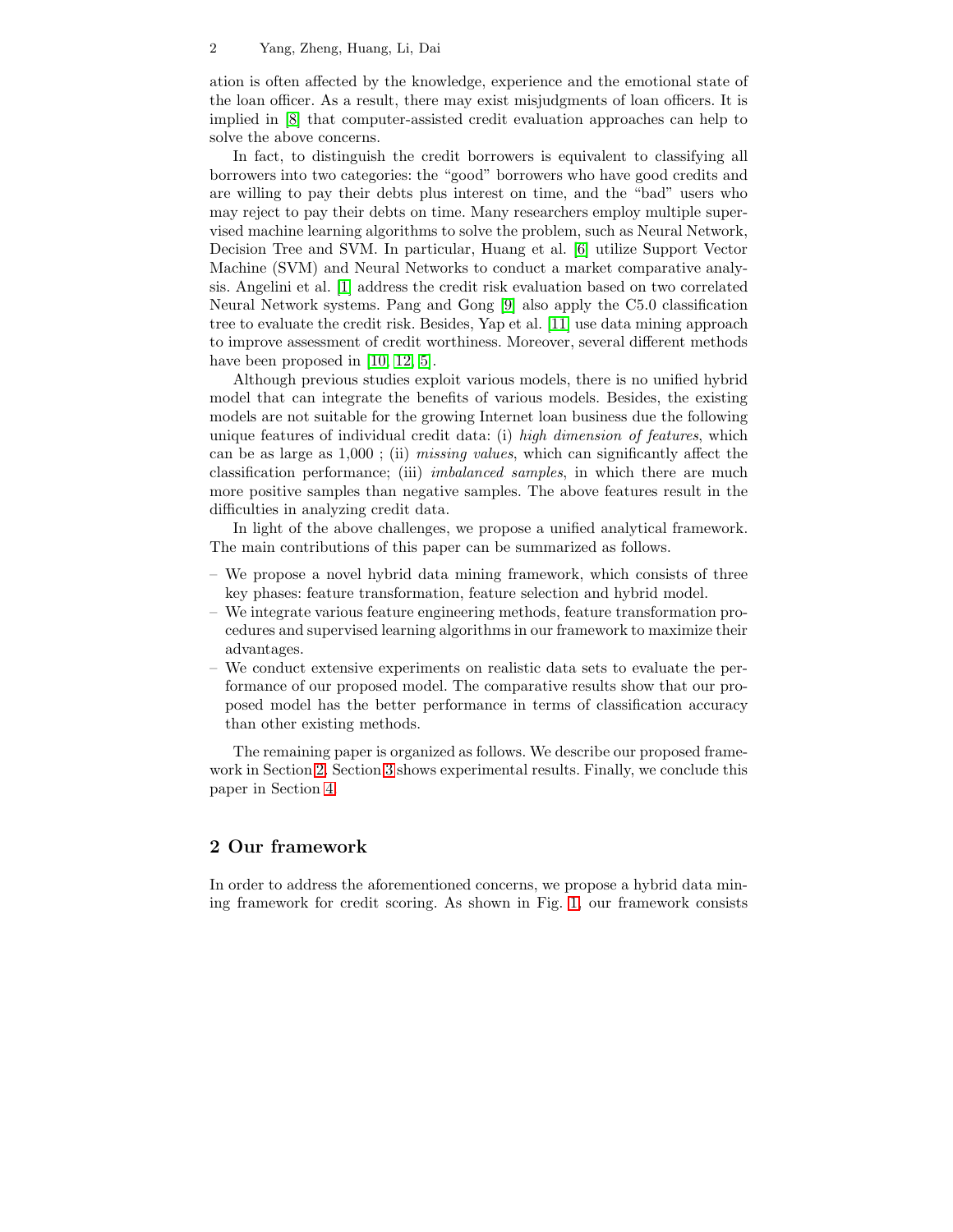ation is often affected by the knowledge, experience and the emotional state of the loan officer. As a result, there may exist misjudgments of loan officers. It is implied in [8] that computer-assisted credit evaluation approaches can help to solve the above concerns.

In fact, to distinguish the credit borrowers is equivalent to classifying all borrowers into two categories: the "good" borrowers who have good credits and are willing to pay their debts plus interest on time, and the "bad" users who may reject to pay their debts on time. Many researchers employ multiple supervised machine learning algorithms to solve the problem, such as Neural Network, Decision Tree and SVM. In particular, Huang et al. [6] utilize Support Vector Machine (SVM) and Neural Networks to conduct a market comparative analysis. Angelini et al. [1] address the credit risk evaluation based on two correlated Neural Network systems. Pang and Gong [9] also apply the C5.0 classification tree to evaluate the credit risk. Besides, Yap et al. [11] use data mining approach to improve assessment of credit worthiness. Moreover, several different methods have been proposed in [10, 12, 5].

Although previous studies exploit various models, there is no unified hybrid model that can integrate the benefits of various models. Besides, the existing models are not suitable for the growing Internet loan business due the following unique features of individual credit data: (i) *high dimension of features*, which can be as large as 1,000 ; (ii) *missing values*, which can significantly affect the classification performance; (iii) *imbalanced samples*, in which there are much more positive samples than negative samples. The above features result in the difficulties in analyzing credit data.

In light of the above challenges, we propose a unified analytical framework. The main contributions of this paper can be summarized as follows.

- We propose a novel hybrid data mining framework, which consists of three key phases: feature transformation, feature selection and hybrid model.
- We integrate various feature engineering methods, feature transformation procedures and supervised learning algorithms in our framework to maximize their advantages.
- We conduct extensive experiments on realistic data sets to evaluate the performance of our proposed model. The comparative results show that our proposed model has the better performance in terms of classification accuracy than other existing methods.

The remaining paper is organized as follows. We describe our proposed framework in Section 2. Section 3 shows experimental results. Finally, we conclude this paper in Section 4.

## 2 Our framework

In order to address the aforementioned concerns, we propose a hybrid data mining framework for credit scoring. As shown in Fig. 1, our framework consists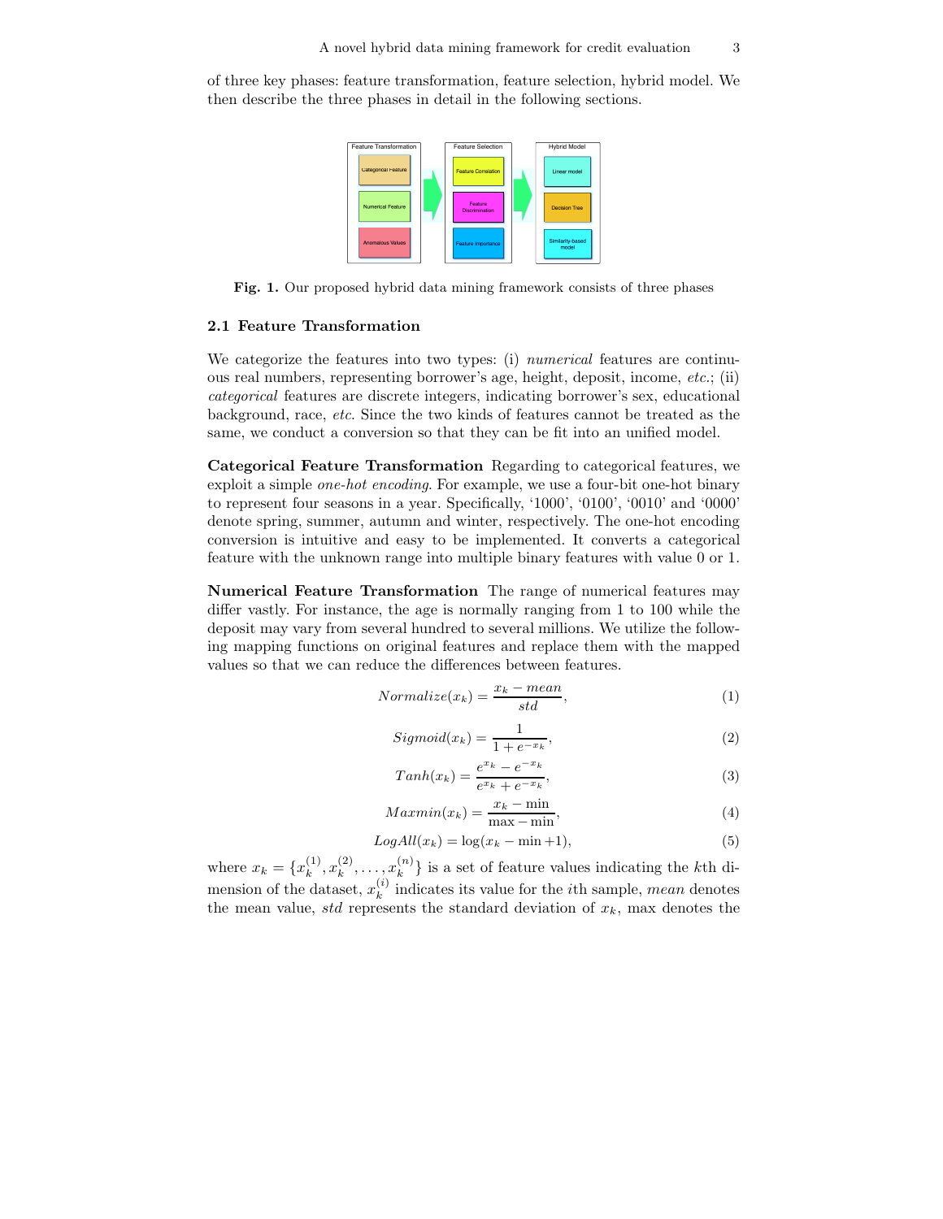of three key phases: feature transformation, feature selection, hybrid model. We then describe the three phases in detail in the following sections.

**Fig. 1.** Our proposed hybrid data mining framework consists of three phases

### 2.1 Feature Transformation

We categorize the features into two types: (i) *numerical* features are continuous real numbers, representing borrower's age, height, deposit, income, *etc.*; (ii) *categorical* features are discrete integers, indicating borrower's sex, educational background, race, *etc.* Since the two kinds of features cannot be treated as the same, we conduct a conversion so that they can be fit into an unified model.

**Categorical Feature Transformation** Regarding to categorical features, we exploit a simple *one-hot encoding*. For example, we use a four-bit one-hot binary to represent four seasons in a year. Specifically, '1000', '0100', '0010' and '0000' denote spring, summer, autumn and winter, respectively. The one-hot encoding conversion is intuitive and easy to be implemented. It converts a categorical feature with the unknown range into multiple binary features with value 0 or 1.

**Numerical Feature Transformation** The range of numerical features may differ vastly. For instance, the age is normally ranging from 1 to 100 while the deposit may vary from several hundred to several millions. We utilize the following mapping functions on original features and replace them with the mapped values so that we can reduce the differences between features.

$$Normalize(x_k) = \frac{x_k - mean}{std}, \tag{1}$$

$$Sigmoid(x_k) = \frac{1}{1 + e^{-x_k}}, \tag{2}$$

$$Tanh(x_k) = \frac{e^{x_k} - e^{-x_k}}{e^{x_k} + e^{-x_k}}, \tag{3}$$

$$Maxmin(x_k) = \frac{x_k - \min}{\max - \min}, \tag{4}$$

$$LogAll(x_k) = \log(x_k - \min + 1), \tag{5}$$

where $x_k = \{x_k^{(1)}, x_k^{(2)}, \ldots, x_k^{(n)}\}$ is a set of feature values indicating the $k$th dimension of the dataset, $x_k^{(i)}$ indicates its value for the $i$th sample, $mean$ denotes the mean value, $std$ represents the standard deviation of $x_k$, max denotes the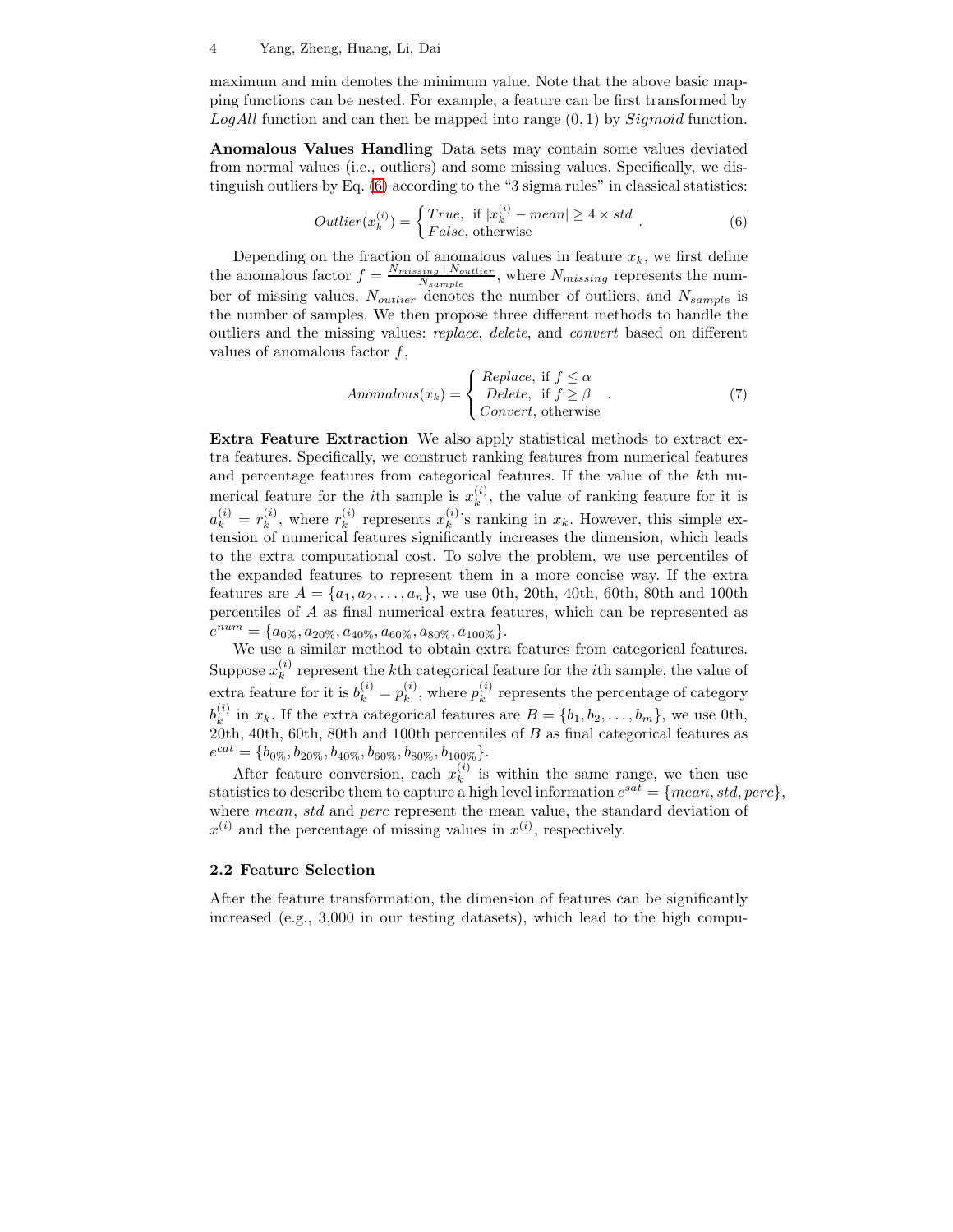maximum and min denotes the minimum value. Note that the above basic mapping functions can be nested. For example, a feature can be first transformed by $LogAll$ function and can then be mapped into range $(0, 1)$ by $Sigmoid$ function.

**Anomalous Values Handling** Data sets may contain some values deviated from normal values (i.e., outliers) and some missing values. Specifically, we distinguish outliers by Eq. (6) according to the "3 sigma rules" in classical statistics:

$$Outlier(x_k^{(i)}) = \begin{cases} True, & \text{if } |x_k^{(i)} - mean| \geq 4 \times std \\ False, & \text{otherwise} \end{cases}. \tag{6}$$

Depending on the fraction of anomalous values in feature $x_k$, we first define the anomalous factor $f = \frac{N_{missing} + N_{outlier}}{N_{sample}}$, where $N_{missing}$ represents the number of missing values, $N_{outlier}$ denotes the number of outliers, and $N_{sample}$ is the number of samples. We then propose three different methods to handle the outliers and the missing values: *replace*, *delete*, and *convert* based on different values of anomalous factor $f$,

$$Anomalous(x_k) = \begin{cases} Replace, & \text{if } f \leq \alpha \\ Delete, & \text{if } f \geq \beta \\ Convert, & \text{otherwise} \end{cases}. \tag{7}$$

**Extra Feature Extraction** We also apply statistical methods to extract extra features. Specifically, we construct ranking features from numerical features and percentage features from categorical features. If the value of the $k$th numerical feature for the $i$th sample is $x_k^{(i)}$, the value of ranking feature for it is $a_k^{(i)} = r_k^{(i)}$, where $r_k^{(i)}$ represents $x_k^{(i)}$'s ranking in $x_k$. However, this simple extension of numerical features significantly increases the dimension, which leads to the extra computational cost. To solve the problem, we use percentiles of the expanded features to represent them in a more concise way. If the extra features are $A = \{a_1, a_2, \ldots, a_n\}$, we use 0th, 20th, 40th, 60th, 80th and 100th percentiles of $A$ as final numerical extra features, which can be represented as $e^{num} = \{a_{0\%}, a_{20\%}, a_{40\%}, a_{60\%}, a_{80\%}, a_{100\%}\}$.

We use a similar method to obtain extra features from categorical features. Suppose $x_k^{(i)}$ represent the $k$th categorical feature for the $i$th sample, the value of extra feature for it is $b_k^{(i)} = p_k^{(i)}$, where $p_k^{(i)}$ represents the percentage of category $b_k^{(i)}$ in $x_k$. If the extra categorical features are $B = \{b_1, b_2, \ldots, b_m\}$, we use 0th, 20th, 40th, 60th, 80th and 100th percentiles of $B$ as final categorical features as $e^{cat} = \{b_{0\%}, b_{20\%}, b_{40\%}, b_{60\%}, b_{80\%}, b_{100\%}\}$.

After feature conversion, each $x_k^{(i)}$ is within the same range, we then use statistics to describe them to capture a high level information $e^{sat} = \{mean, std, perc\}$, where $mean$, $std$ and $perc$ represent the mean value, the standard deviation of $x^{(i)}$ and the percentage of missing values in $x^{(i)}$, respectively.

### 2.2 Feature Selection

After the feature transformation, the dimension of features can be significantly increased (e.g., 3,000 in our testing datasets), which lead to the high compu-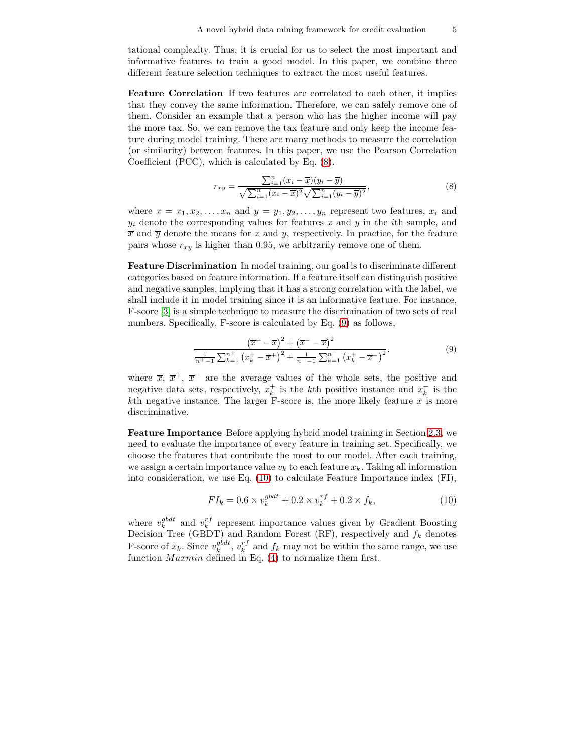tational complexity. Thus, it is crucial for us to select the most important and informative features to train a good model. In this paper, we combine three different feature selection techniques to extract the most useful features.

**Feature Correlation** If two features are correlated to each other, it implies that they convey the same information. Therefore, we can safely remove one of them. Consider an example that a person who has the higher income will pay the more tax. So, we can remove the tax feature and only keep the income feature during model training. There are many methods to measure the correlation (or similarity) between features. In this paper, we use the Pearson Correlation Coefficient (PCC), which is calculated by Eq. (8).

$$r_{xy} = \frac{\sum_{i=1}^{n}(x_i - \overline{x})(y_i - \overline{y})}{\sqrt{\sum_{i=1}^{n}(x_i - \overline{x})^2}\sqrt{\sum_{i=1}^{n}(y_i - \overline{y})^2}}, \tag{8}$$

where $x = x_1, x_2, \ldots, x_n$ and $y = y_1, y_2, \ldots, y_n$ represent two features, $x_i$ and $y_i$ denote the corresponding values for features $x$ and $y$ in the $i$th sample, and $\overline{x}$ and $\overline{y}$ denote the means for $x$ and $y$, respectively. In practice, for the feature pairs whose $r_{xy}$ is higher than 0.95, we arbitrarily remove one of them.

**Feature Discrimination** In model training, our goal is to discriminate different categories based on feature information. If a feature itself can distinguish positive and negative samples, implying that it has a strong correlation with the label, we shall include it in model training since it is an informative feature. For instance, F-score [3] is a simple technique to measure the discrimination of two sets of real numbers. Specifically, F-score is calculated by Eq. (9) as follows,

$$\frac{\left(\overline{x}^{+} - \overline{x}\right)^2 + \left(\overline{x}^{-} - \overline{x}\right)^2}{\frac{1}{n^{+}-1}\sum_{k=1}^{n^{+}}\left(x_k^{+} - \overline{x}^{+}\right)^2 + \frac{1}{n^{-}-1}\sum_{k=1}^{n^{-}}\left(x_k^{+} - \overline{x}^{-}\right)^2}, \tag{9}$$

where $\overline{x}$, $\overline{x}^{+}$, $\overline{x}^{-}$ are the average values of the whole sets, the positive and negative data sets, respectively, $x_k^{+}$ is the $k$th positive instance and $x_k^{-}$ is the $k$th negative instance. The larger F-score is, the more likely feature $x$ is more discriminative.

**Feature Importance** Before applying hybrid model training in Section 2.3, we need to evaluate the importance of every feature in training set. Specifically, we choose the features that contribute the most to our model. After each training, we assign a certain importance value $v_k$ to each feature $x_k$. Taking all information into consideration, we use Eq. (10) to calculate Feature Importance index (FI),

$$FI_k = 0.6 \times v_k^{gbdt} + 0.2 \times v_k^{rf} + 0.2 \times f_k, \tag{10}$$

where $v_k^{gbdt}$ and $v_k^{rf}$ represent importance values given by Gradient Boosting Decision Tree (GBDT) and Random Forest (RF), respectively and $f_k$ denotes F-score of $x_k$. Since $v_k^{gbdt}$, $v_k^{rf}$ and $f_k$ may not be within the same range, we use function $Maxmin$ defined in Eq. (4) to normalize them first.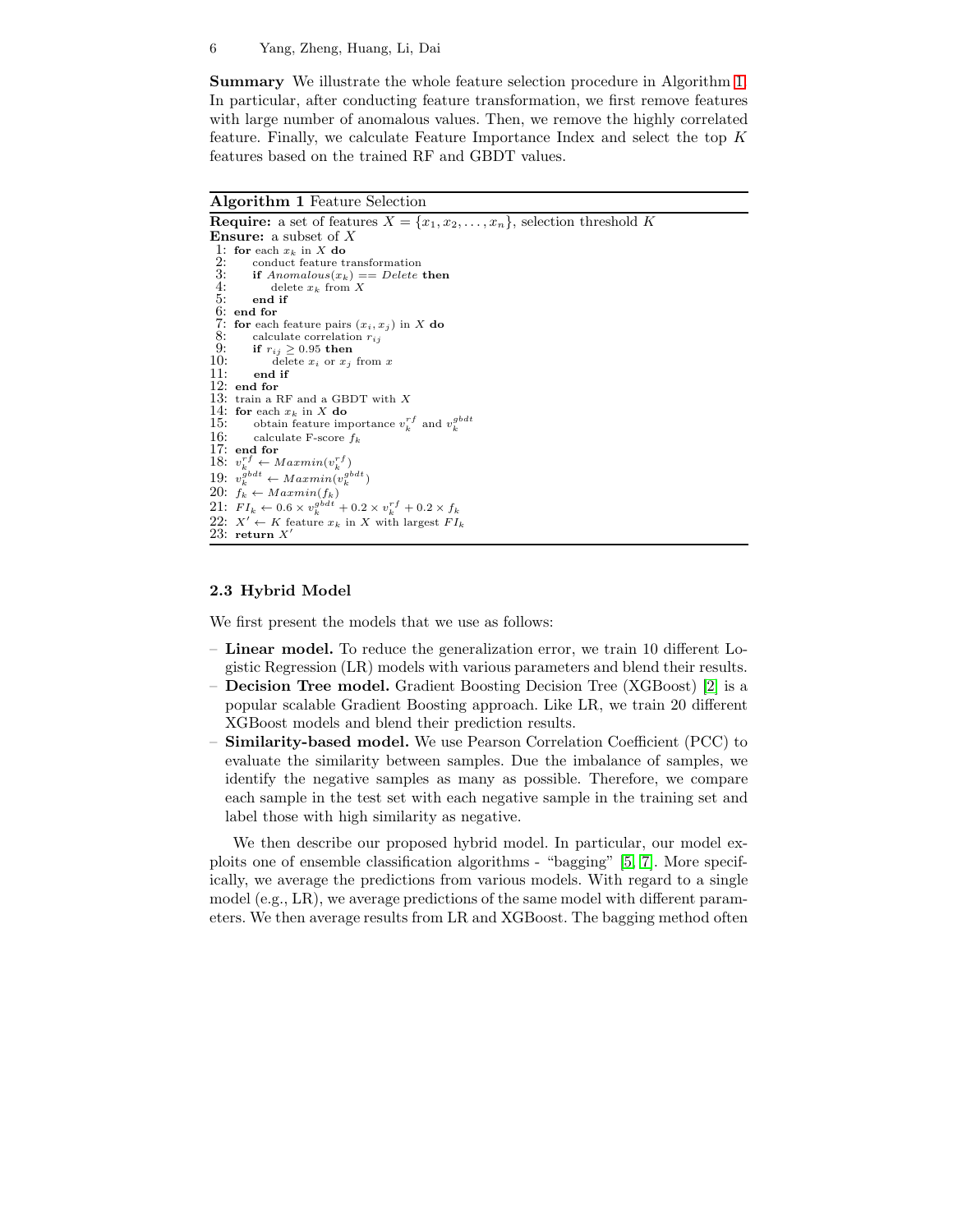**Summary** We illustrate the whole feature selection procedure in Algorithm 1. In particular, after conducting feature transformation, we first remove features with large number of anomalous values. Then, we remove the highly correlated feature. Finally, we calculate Feature Importance Index and select the top $K$ features based on the trained RF and GBDT values.

**Algorithm 1** Feature Selection

**Require:** a set of features $X = \{x_1, x_2, \ldots, x_n\}$, selection threshold $K$
**Ensure:** a subset of $X$

```
1: for each x_k in X do
2:     conduct feature transformation
3:     if Anomalous(x_k) == Delete then
4:         delete x_k from X
5:     end if
6: end for
7: for each feature pairs (x_i, x_j) in X do
8:     calculate correlation r_ij
9:     if r_ij ≥ 0.95 then
10:        delete x_i or x_j from x
11:    end if
12: end for
13: train a RF and a GBDT with X
14: for each x_k in X do
15:     obtain feature importance v_k^rf and v_k^gbdt
16:     calculate F-score f_k
17: end for
18: v_k^rf ← Maxmin(v_k^rf)
19: v_k^gbdt ← Maxmin(v_k^gbdt)
20: f_k ← Maxmin(f_k)
21: FI_k ← 0.6 × v_k^gbdt + 0.2 × v_k^rf + 0.2 × f_k
22: X' ← K feature x_k in X with largest FI_k
23: return X'
```

### 2.3 Hybrid Model

We first present the models that we use as follows:

- **Linear model.** To reduce the generalization error, we train 10 different Logistic Regression (LR) models with various parameters and blend their results.
- **Decision Tree model.** Gradient Boosting Decision Tree (XGBoost) [2] is a popular scalable Gradient Boosting approach. Like LR, we train 20 different XGBoost models and blend their prediction results.
- **Similarity-based model.** We use Pearson Correlation Coefficient (PCC) to evaluate the similarity between samples. Due the imbalance of samples, we identify the negative samples as many as possible. Therefore, we compare each sample in the test set with each negative sample in the training set and label those with high similarity as negative.

We then describe our proposed hybrid model. In particular, our model exploits one of ensemble classification algorithms - "bagging" [5, 7]. More specifically, we average the predictions from various models. With regard to a single model (e.g., LR), we average predictions of the same model with different parameters. We then average results from LR and XGBoost. The bagging method often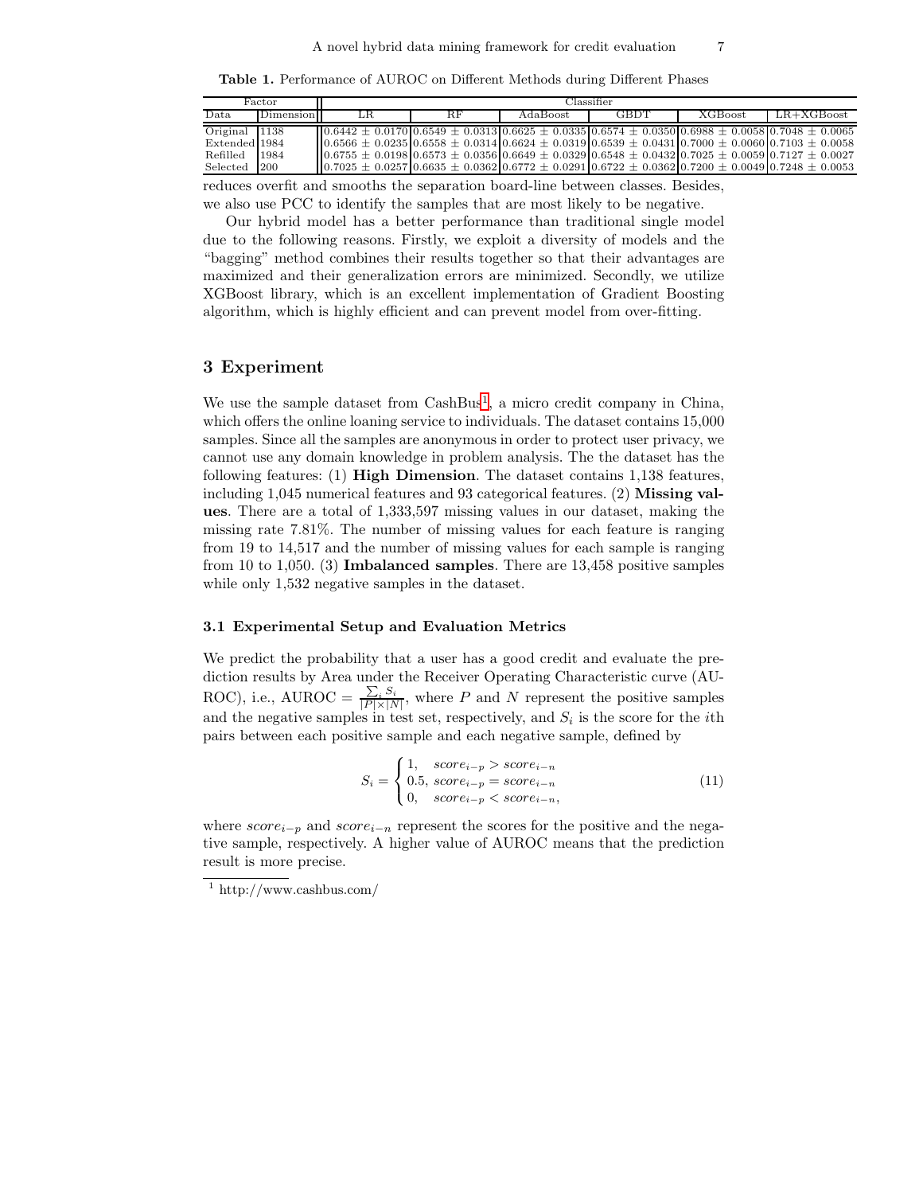**Table 1.** Performance of AUROC on Different Methods during Different Phases

| Factor | | Classifier | | | | | |
|---|---|---|---|---|---|---|---|
| Data | Dimension | LR | RF | AdaBoost | GBDT | XGBoost | LR+XGBoost |
| Original | 1138 | 0.6442 ± 0.0170 | 0.6549 ± 0.0313 | 0.6625 ± 0.0335 | 0.6574 ± 0.0350 | 0.6988 ± 0.0058 | 0.7048 ± 0.0065 |
| Extended | 1984 | 0.6566 ± 0.0235 | 0.6558 ± 0.0314 | 0.6624 ± 0.0319 | 0.6539 ± 0.0431 | 0.7000 ± 0.0060 | 0.7103 ± 0.0058 |
| Refilled | 1984 | 0.6755 ± 0.0198 | 0.6573 ± 0.0356 | 0.6649 ± 0.0329 | 0.6548 ± 0.0432 | 0.7025 ± 0.0059 | 0.7127 ± 0.0027 |
| Selected | 200 | 0.7025 ± 0.0257 | 0.6635 ± 0.0362 | 0.6772 ± 0.0291 | 0.6722 ± 0.0362 | 0.7200 ± 0.0049 | 0.7248 ± 0.0053 |

reduces overfit and smooths the separation board-line between classes. Besides, we also use PCC to identify the samples that are most likely to be negative.

Our hybrid model has a better performance than traditional single model due to the following reasons. Firstly, we exploit a diversity of models and the "bagging" method combines their results together so that their advantages are maximized and their generalization errors are minimized. Secondly, we utilize XGBoost library, which is an excellent implementation of Gradient Boosting algorithm, which is highly efficient and can prevent model from over-fitting.

## 3 Experiment

We use the sample dataset from CashBus[1], a micro credit company in China, which offers the online loaning service to individuals. The dataset contains 15,000 samples. Since all the samples are anonymous in order to protect user privacy, we cannot use any domain knowledge in problem analysis. The the dataset has the following features: (1) **High Dimension**. The dataset contains 1,138 features, including 1,045 numerical features and 93 categorical features. (2) **Missing values**. There are a total of 1,333,597 missing values in our dataset, making the missing rate 7.81%. The number of missing values for each feature is ranging from 19 to 14,517 and the number of missing values for each sample is ranging from 10 to 1,050. (3) **Imbalanced samples**. There are 13,458 positive samples while only 1,532 negative samples in the dataset.

### 3.1 Experimental Setup and Evaluation Metrics

We predict the probability that a user has a good credit and evaluate the prediction results by Area under the Receiver Operating Characteristic curve (AUROC), i.e., AUROC $= \frac{\sum_i S_i}{|P| \times |N|}$, where $P$ and $N$ represent the positive samples and the negative samples in test set, respectively, and $S_i$ is the score for the $i$th pairs between each positive sample and each negative sample, defined by

$$S_i = \begin{cases} 1, & score_{i-p} > score_{i-n} \\ 0.5, & score_{i-p} = score_{i-n} \\ 0, & score_{i-p} < score_{i-n}, \end{cases} \tag{11}$$

where $score_{i-p}$ and $score_{i-n}$ represent the scores for the positive and the negative sample, respectively. A higher value of AUROC means that the prediction result is more precise.

[1] http://www.cashbus.com/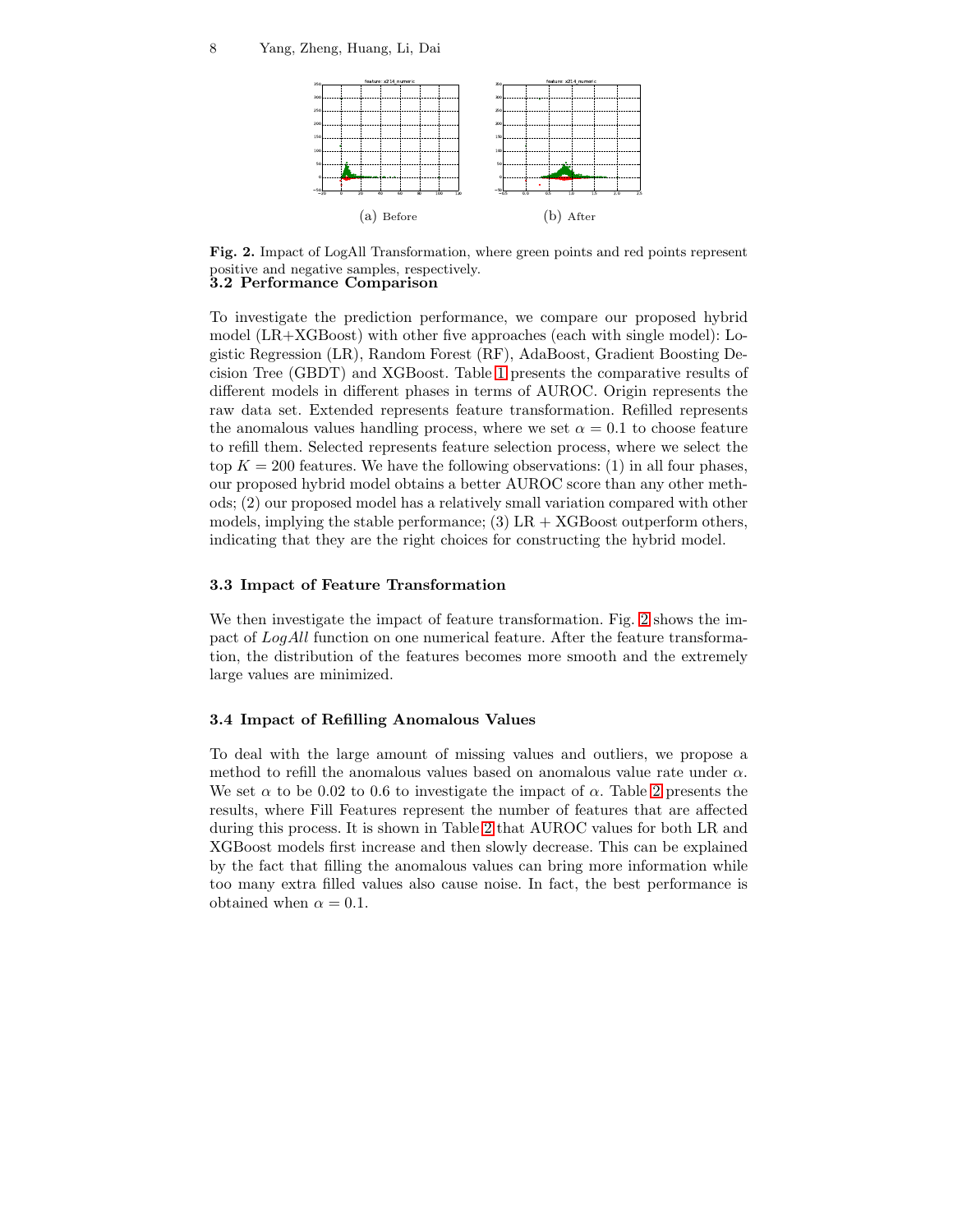(a) Before

(b) After

**Fig. 2.** Impact of LogAll Transformation, where green points and red points represent positive and negative samples, respectively.

### 3.2 Performance Comparison

To investigate the prediction performance, we compare our proposed hybrid model (LR+XGBoost) with other five approaches (each with single model): Logistic Regression (LR), Random Forest (RF), AdaBoost, Gradient Boosting Decision Tree (GBDT) and XGBoost. Table 1 presents the comparative results of different models in different phases in terms of AUROC. Origin represents the raw data set. Extended represents feature transformation. Refilled represents the anomalous values handling process, where we set $\alpha = 0.1$ to choose feature to refill them. Selected represents feature selection process, where we select the top $K = 200$ features. We have the following observations: (1) in all four phases, our proposed hybrid model obtains a better AUROC score than any other methods; (2) our proposed model has a relatively small variation compared with other models, implying the stable performance; (3) LR + XGBoost outperform others, indicating that they are the right choices for constructing the hybrid model.

### 3.3 Impact of Feature Transformation

We then investigate the impact of feature transformation. Fig. 2 shows the impact of *LogAll* function on one numerical feature. After the feature transformation, the distribution of the features becomes more smooth and the extremely large values are minimized.

### 3.4 Impact of Refilling Anomalous Values

To deal with the large amount of missing values and outliers, we propose a method to refill the anomalous values based on anomalous value rate under $\alpha$. We set $\alpha$ to be 0.02 to 0.6 to investigate the impact of $\alpha$. Table 2 presents the results, where Fill Features represent the number of features that are affected during this process. It is shown in Table 2 that AUROC values for both LR and XGBoost models first increase and then slowly decrease. This can be explained by the fact that filling the anomalous values can bring more information while too many extra filled values also cause noise. In fact, the best performance is obtained when $\alpha = 0.1$.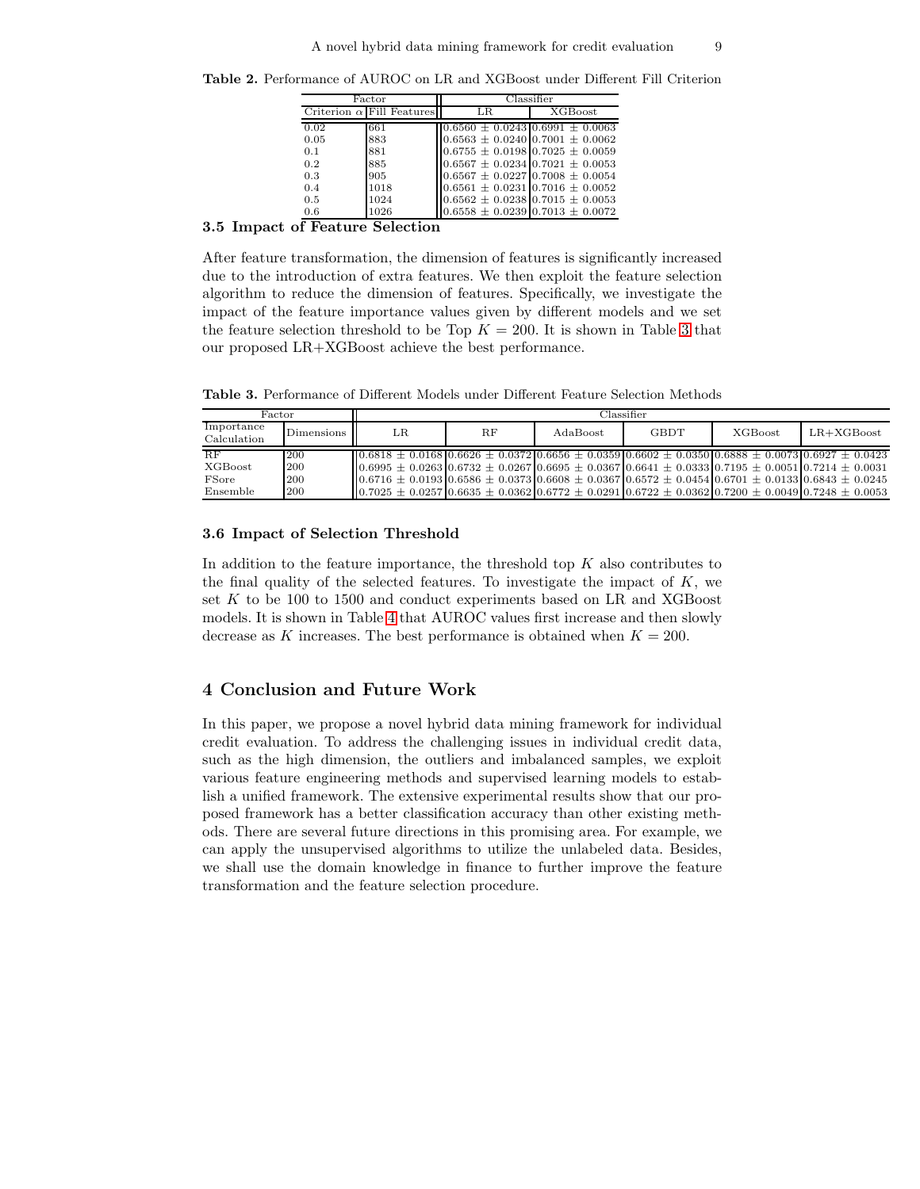**Table 2.** Performance of AUROC on LR and XGBoost under Different Fill Criterion

| Factor | | Classifier | |
|---|---|---|---|
| Criterion $\alpha$ | Fill Features | LR | XGBoost |
| 0.02 | 661 | 0.6560 ± 0.0243 | 0.6991 ± 0.0063 |
| 0.05 | 883 | 0.6563 ± 0.0240 | 0.7001 ± 0.0062 |
| 0.1 | 881 | 0.6755 ± 0.0198 | 0.7025 ± 0.0059 |
| 0.2 | 885 | 0.6567 ± 0.0234 | 0.7021 ± 0.0053 |
| 0.3 | 905 | 0.6567 ± 0.0227 | 0.7008 ± 0.0054 |
| 0.4 | 1018 | 0.6561 ± 0.0231 | 0.7016 ± 0.0052 |
| 0.5 | 1024 | 0.6562 ± 0.0238 | 0.7015 ± 0.0053 |
| 0.6 | 1026 | 0.6558 ± 0.0239 | 0.7013 ± 0.0072 |

### 3.5 Impact of Feature Selection

After feature transformation, the dimension of features is significantly increased due to the introduction of extra features. We then exploit the feature selection algorithm to reduce the dimension of features. Specifically, we investigate the impact of the feature importance values given by different models and we set the feature selection threshold to be Top $K = 200$. It is shown in Table 3 that our proposed LR+XGBoost achieve the best performance.

**Table 3.** Performance of Different Models under Different Feature Selection Methods

| Factor | | Classifier | | | | | |
|---|---|---|---|---|---|---|---|
| Importance Calculation | Dimensions | LR | RF | AdaBoost | GBDT | XGBoost | LR+XGBoost |
| RF | 200 | 0.6818 ± 0.0168 | 0.6626 ± 0.0372 | 0.6656 ± 0.0359 | 0.6602 ± 0.0350 | 0.6888 ± 0.0073 | 0.6927 ± 0.0423 |
| XGBoost | 200 | 0.6995 ± 0.0263 | 0.6732 ± 0.0267 | 0.6695 ± 0.0367 | 0.6641 ± 0.0333 | 0.7195 ± 0.0051 | 0.7214 ± 0.0031 |
| FSore | 200 | 0.6716 ± 0.0193 | 0.6586 ± 0.0373 | 0.6608 ± 0.0367 | 0.6572 ± 0.0454 | 0.6701 ± 0.0133 | 0.6843 ± 0.0245 |
| Ensemble | 200 | 0.7025 ± 0.0257 | 0.6635 ± 0.0362 | 0.6772 ± 0.0291 | 0.6722 ± 0.0362 | 0.7200 ± 0.0049 | 0.7248 ± 0.0053 |

### 3.6 Impact of Selection Threshold

In addition to the feature importance, the threshold top $K$ also contributes to the final quality of the selected features. To investigate the impact of $K$, we set $K$ to be 100 to 1500 and conduct experiments based on LR and XGBoost models. It is shown in Table 4 that AUROC values first increase and then slowly decrease as $K$ increases. The best performance is obtained when $K = 200$.

## 4 Conclusion and Future Work

In this paper, we propose a novel hybrid data mining framework for individual credit evaluation. To address the challenging issues in individual credit data, such as the high dimension, the outliers and imbalanced samples, we exploit various feature engineering methods and supervised learning models to establish a unified framework. The extensive experimental results show that our proposed framework has a better classification accuracy than other existing methods. There are several future directions in this promising area. For example, we can apply the unsupervised algorithms to utilize the unlabeled data. Besides, we shall use the domain knowledge in finance to further improve the feature transformation and the feature selection procedure.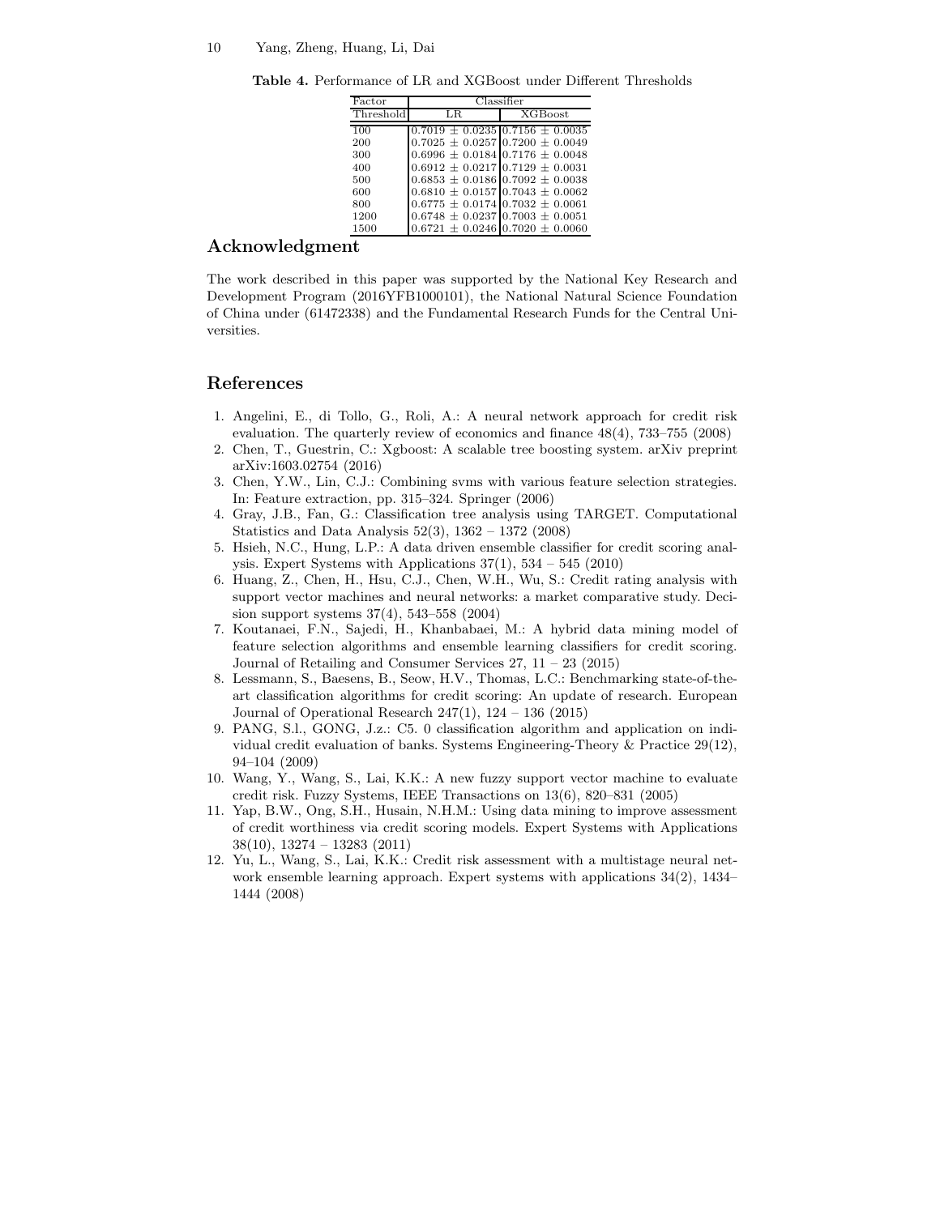**Table 4.** Performance of LR and XGBoost under Different Thresholds

| Factor | Classifier | |
|---|---|---|
| Threshold | LR | XGBoost |
| 100 | 0.7019 ± 0.0235 | 0.7156 ± 0.0035 |
| 200 | 0.7025 ± 0.0257 | 0.7200 ± 0.0049 |
| 300 | 0.6996 ± 0.0184 | 0.7176 ± 0.0048 |
| 400 | 0.6912 ± 0.0217 | 0.7129 ± 0.0031 |
| 500 | 0.6853 ± 0.0186 | 0.7092 ± 0.0038 |
| 600 | 0.6810 ± 0.0157 | 0.7043 ± 0.0062 |
| 800 | 0.6775 ± 0.0174 | 0.7032 ± 0.0061 |
| 1200 | 0.6748 ± 0.0237 | 0.7003 ± 0.0051 |
| 1500 | 0.6721 ± 0.0246 | 0.7020 ± 0.0060 |

## Acknowledgment

The work described in this paper was supported by the National Key Research and Development Program (2016YFB1000101), the National Natural Science Foundation of China under (61472338) and the Fundamental Research Funds for the Central Universities.

## References

1. Angelini, E., di Tollo, G., Roli, A.: A neural network approach for credit risk evaluation. The quarterly review of economics and finance 48(4), 733–755 (2008)
2. Chen, T., Guestrin, C.: Xgboost: A scalable tree boosting system. arXiv preprint arXiv:1603.02754 (2016)
3. Chen, Y.W., Lin, C.J.: Combining svms with various feature selection strategies. In: Feature extraction, pp. 315–324. Springer (2006)
4. Gray, J.B., Fan, G.: Classification tree analysis using TARGET. Computational Statistics and Data Analysis 52(3), 1362 – 1372 (2008)
5. Hsieh, N.C., Hung, L.P.: A data driven ensemble classifier for credit scoring analysis. Expert Systems with Applications 37(1), 534 – 545 (2010)
6. Huang, Z., Chen, H., Hsu, C.J., Chen, W.H., Wu, S.: Credit rating analysis with support vector machines and neural networks: a market comparative study. Decision support systems 37(4), 543–558 (2004)
7. Koutanaei, F.N., Sajedi, H., Khanbabaei, M.: A hybrid data mining model of feature selection algorithms and ensemble learning classifiers for credit scoring. Journal of Retailing and Consumer Services 27, 11 – 23 (2015)
8. Lessmann, S., Baesens, B., Seow, H.V., Thomas, L.C.: Benchmarking state-of-the-art classification algorithms for credit scoring: An update of research. European Journal of Operational Research 247(1), 124 – 136 (2015)
9. PANG, S.l., GONG, J.z.: C5. 0 classification algorithm and application on individual credit evaluation of banks. Systems Engineering-Theory & Practice 29(12), 94–104 (2009)
10. Wang, Y., Wang, S., Lai, K.K.: A new fuzzy support vector machine to evaluate credit risk. Fuzzy Systems, IEEE Transactions on 13(6), 820–831 (2005)
11. Yap, B.W., Ong, S.H., Husain, N.H.M.: Using data mining to improve assessment of credit worthiness via credit scoring models. Expert Systems with Applications 38(10), 13274 – 13283 (2011)
12. Yu, L., Wang, S., Lai, K.K.: Credit risk assessment with a multistage neural network ensemble learning approach. Expert systems with applications 34(2), 1434–1444 (2008)